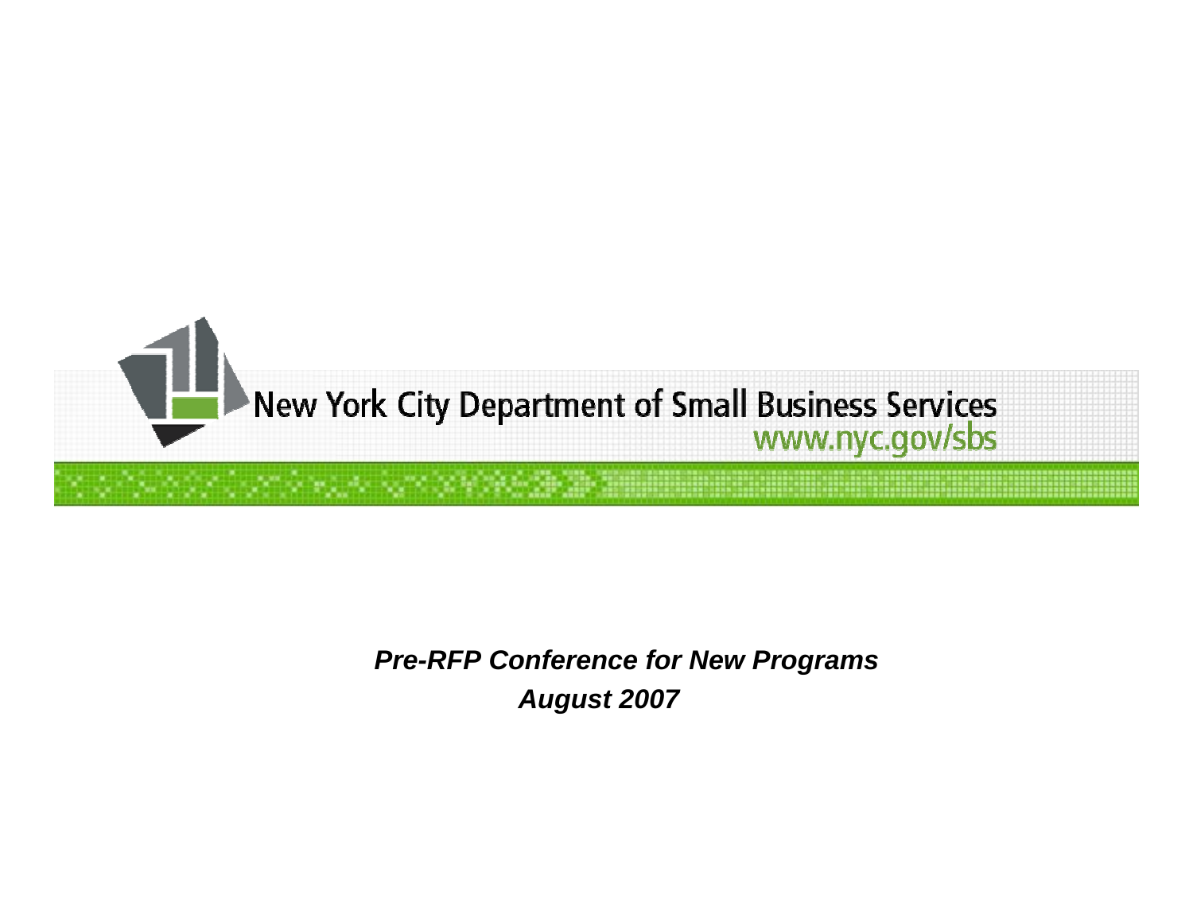New York City Department of Small Business Services

www.nyc.gov/sbs

***Pre-RFP Conference for New Programs***

***August 2007***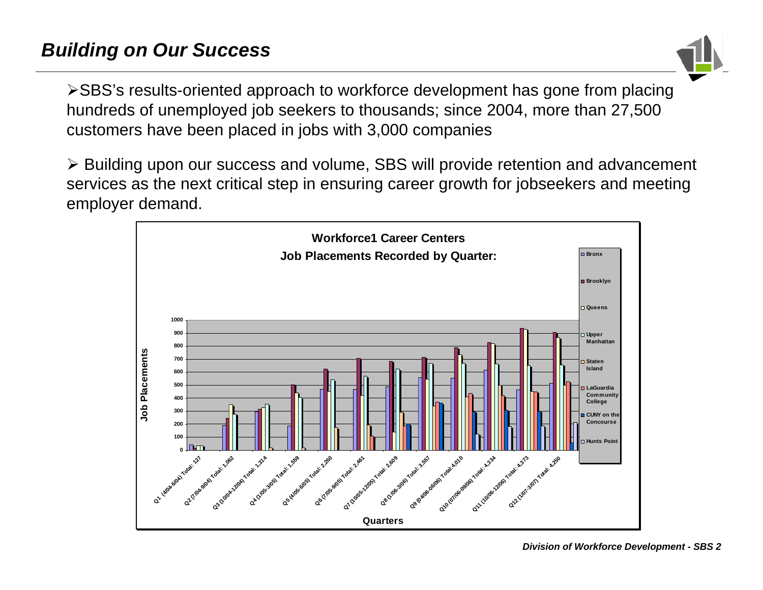## Building on Our Success

- SBS's results-oriented approach to workforce development has gone from placing hundreds of unemployed job seekers to thousands; since 2004, more than 27,500 customers have been placed in jobs with 3,000 companies

- Building upon our success and volume, SBS will provide retention and advancement services as the next critical step in ensuring career growth for jobseekers and meeting employer demand.

**Workforce1 Career Centers**

**Job Placements Recorded by Quarter:**

Legend: Bronx, Brooklyn, Queens, Upper Manhattan, Staten Island, LaGuardia Community College, CUNY on the Concourse, Hunts Point

Y-axis: Job Placements (0–1000)

X-axis: Quarters

- Q1 (4/04-6/04) Total: 127
- Q2 (7/04-9/04) Total: 1,062
- Q3 (10/04-12/04) Total: 1,314
- Q4 (1/05-3/05) Total: 1,559
- Q5 (4/05-6/05) Total: 2,260
- Q6 (7/05-9/05) Total: 2,461
- Q7 (10/05-12/05) Total: 2,609
- Q8 (1/06-3/06) Total: 3,557
- Q9 (04/06-06/06) Total: 4,010
- Q10 (07/06-09/06) Total: 4,334
- Q11 (10/06-12/06) Total: 4,373
- Q12 (1/07-3/07) Total: 4,250

*Division of Workforce Development - SBS*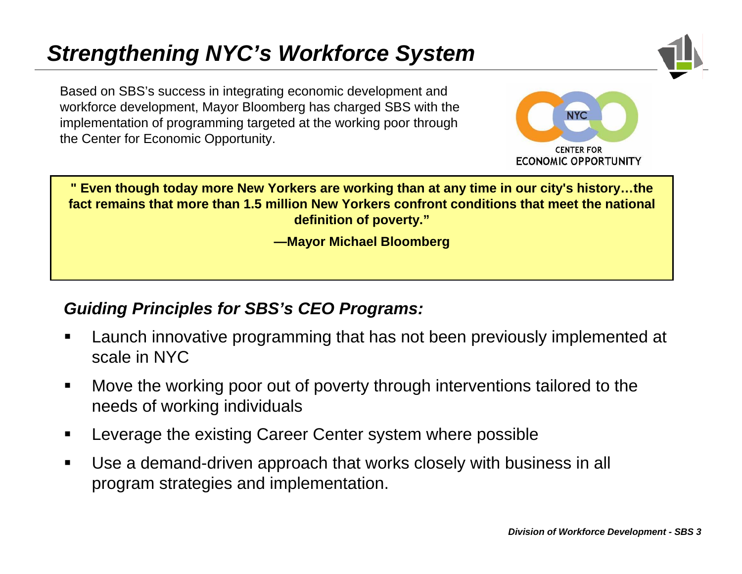# *Strengthening NYC's Workforce System*

Based on SBS's success in integrating economic development and workforce development, Mayor Bloomberg has charged SBS with the implementation of programming targeted at the working poor through the Center for Economic Opportunity.

NYC CENTER FOR ECONOMIC OPPORTUNITY

> **" Even though today more New Yorkers are working than at any time in our city's history…the fact remains that more than 1.5 million New Yorkers confront conditions that meet the national definition of poverty."**
>
> **—Mayor Michael Bloomberg**

## *Guiding Principles for SBS's CEO Programs:*

- Launch innovative programming that has not been previously implemented at scale in NYC
- Move the working poor out of poverty through interventions tailored to the needs of working individuals
- Leverage the existing Career Center system where possible
- Use a demand-driven approach that works closely with business in all program strategies and implementation.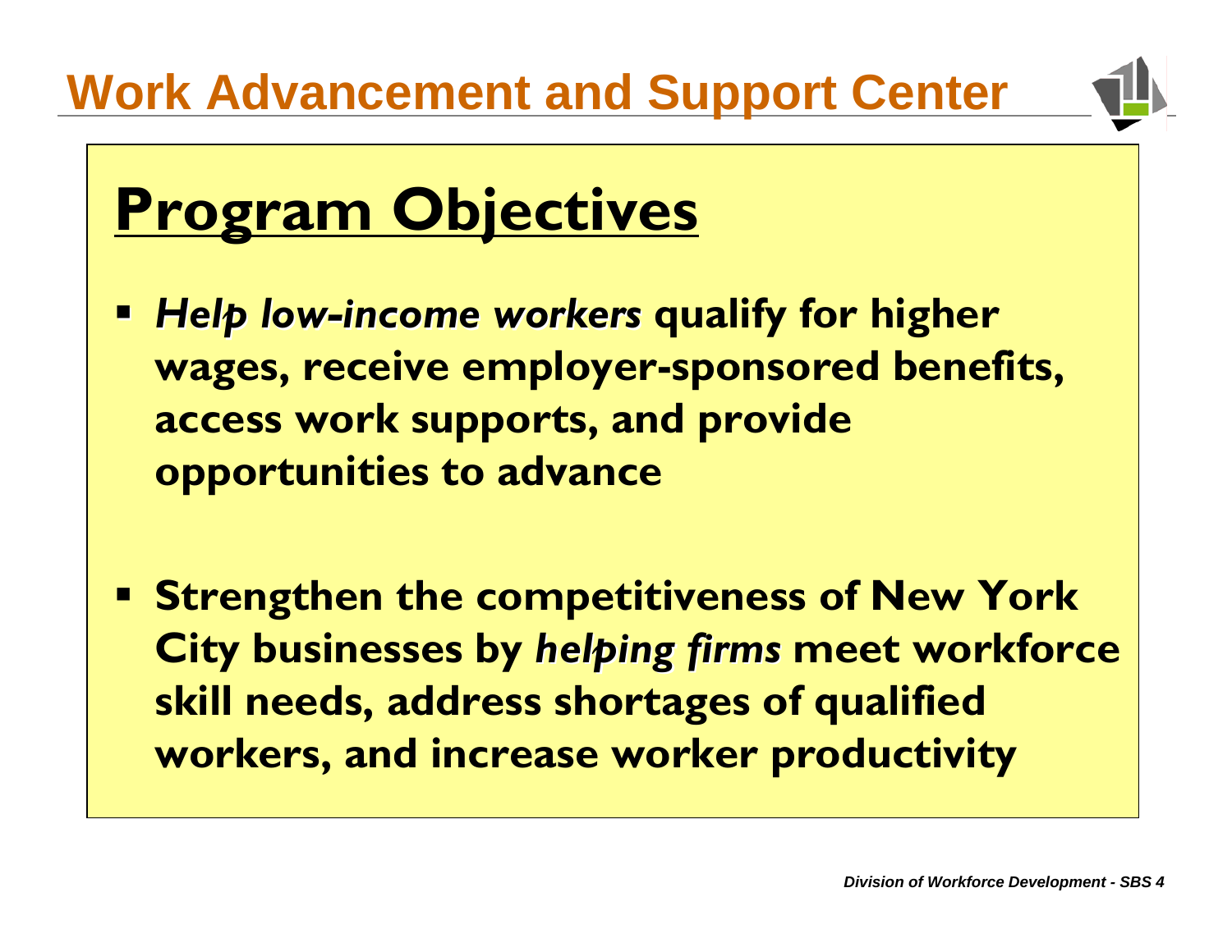# Work Advancement and Support Center

## Program Objectives

- ***Help low-income workers*** **qualify for higher wages, receive employer-sponsored benefits, access work supports, and provide opportunities to advance**

- **Strengthen the competitiveness of New York City businesses by** ***helping firms*** **meet workforce skill needs, address shortages of qualified workers, and increase worker productivity**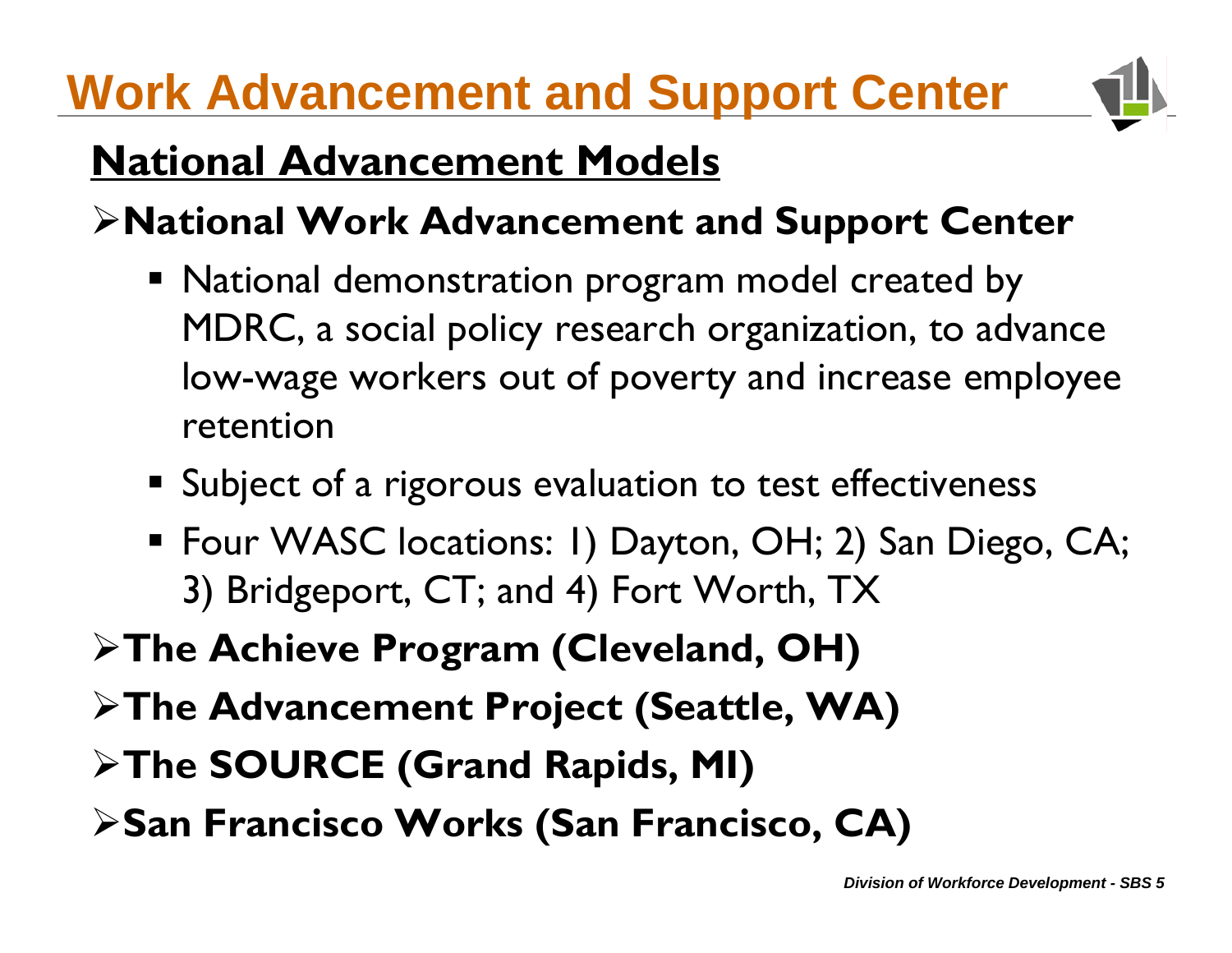# Work Advancement and Support Center

## National Advancement Models

- **National Work Advancement and Support Center**
  - National demonstration program model created by MDRC, a social policy research organization, to advance low-wage workers out of poverty and increase employee retention
  - Subject of a rigorous evaluation to test effectiveness
  - Four WASC locations: 1) Dayton, OH; 2) San Diego, CA; 3) Bridgeport, CT; and 4) Fort Worth, TX
- **The Achieve Program (Cleveland, OH)**
- **The Advancement Project (Seattle, WA)**
- **The SOURCE (Grand Rapids, MI)**
- **San Francisco Works (San Francisco, CA)**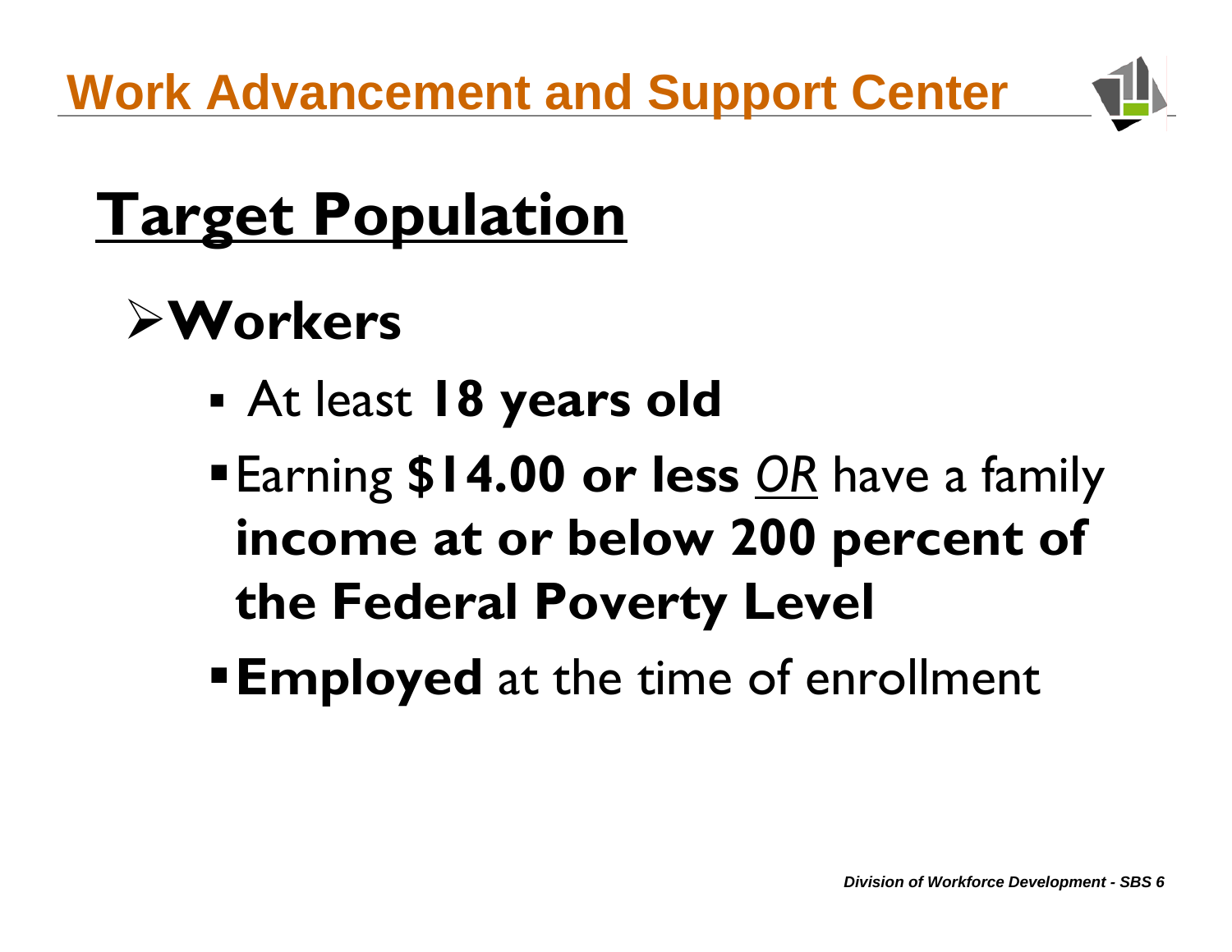# Target Population

- **Workers**
  - At least **18 years old**
  - Earning **$14.00 or less** *OR* have a family **income at or below 200 percent of the Federal Poverty Level**
  - **Employed** at the time of enrollment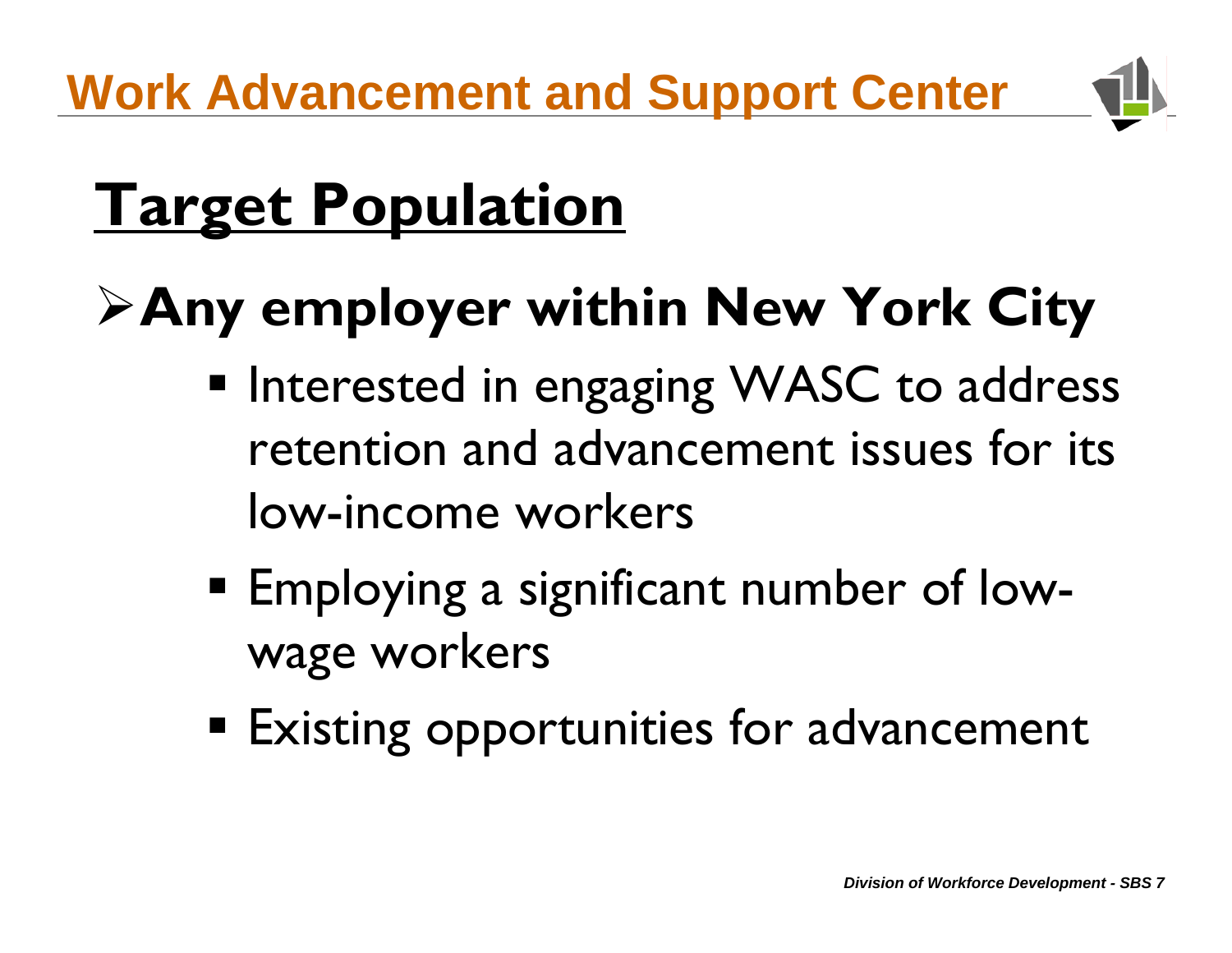# Target Population

- **Any employer within New York City**
  - Interested in engaging WASC to address retention and advancement issues for its low-income workers
  - Employing a significant number of low-wage workers
  - Existing opportunities for advancement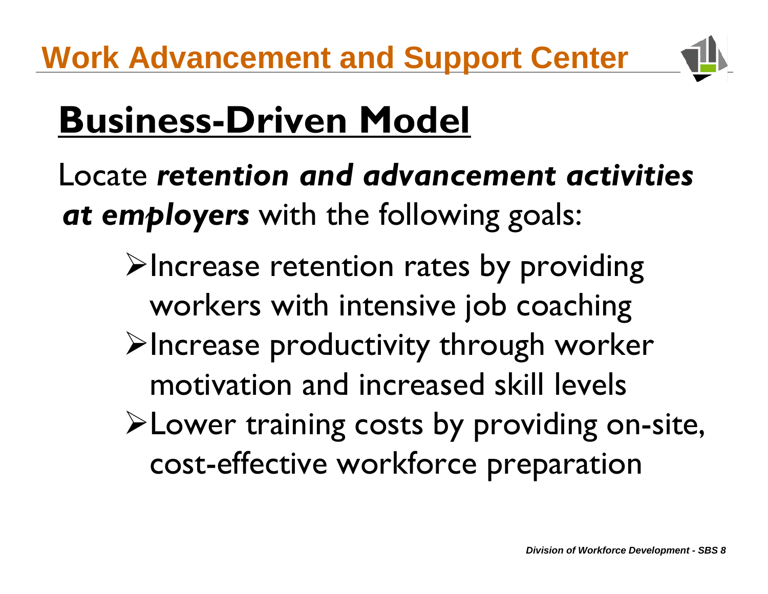# Work Advancement and Support Center

## Business-Driven Model

Locate ***retention and advancement activities at employers*** with the following goals:

- Increase retention rates by providing workers with intensive job coaching
- Increase productivity through worker motivation and increased skill levels
- Lower training costs by providing on-site, cost-effective workforce preparation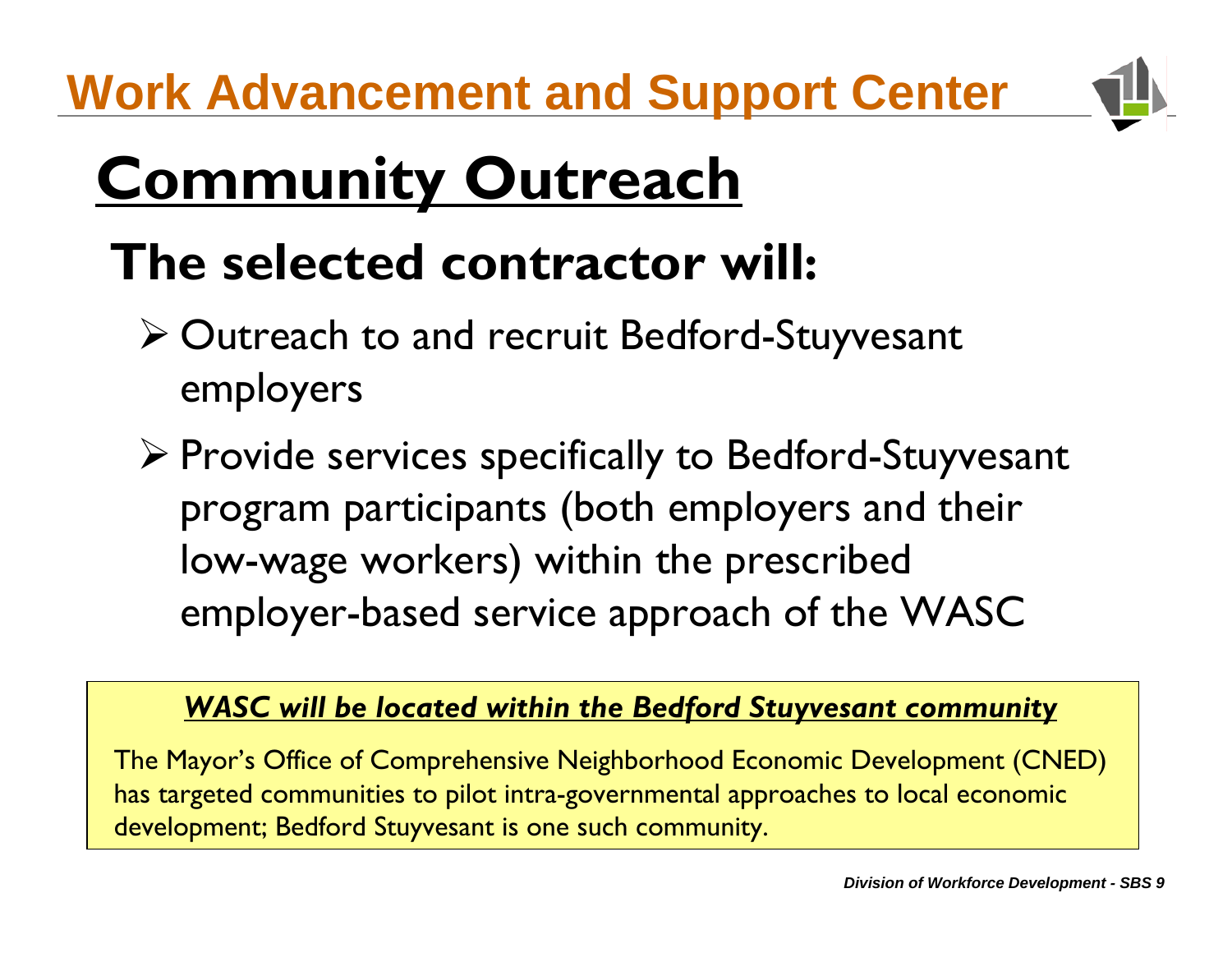# Work Advancement and Support Center

## Community Outreach

### The selected contractor will:

- Outreach to and recruit Bedford-Stuyvesant employers
- Provide services specifically to Bedford-Stuyvesant program participants (both employers and their low-wage workers) within the prescribed employer-based service approach of the WASC

***WASC will be located within the Bedford Stuyvesant community***

The Mayor's Office of Comprehensive Neighborhood Economic Development (CNED) has targeted communities to pilot intra-governmental approaches to local economic development; Bedford Stuyvesant is one such community.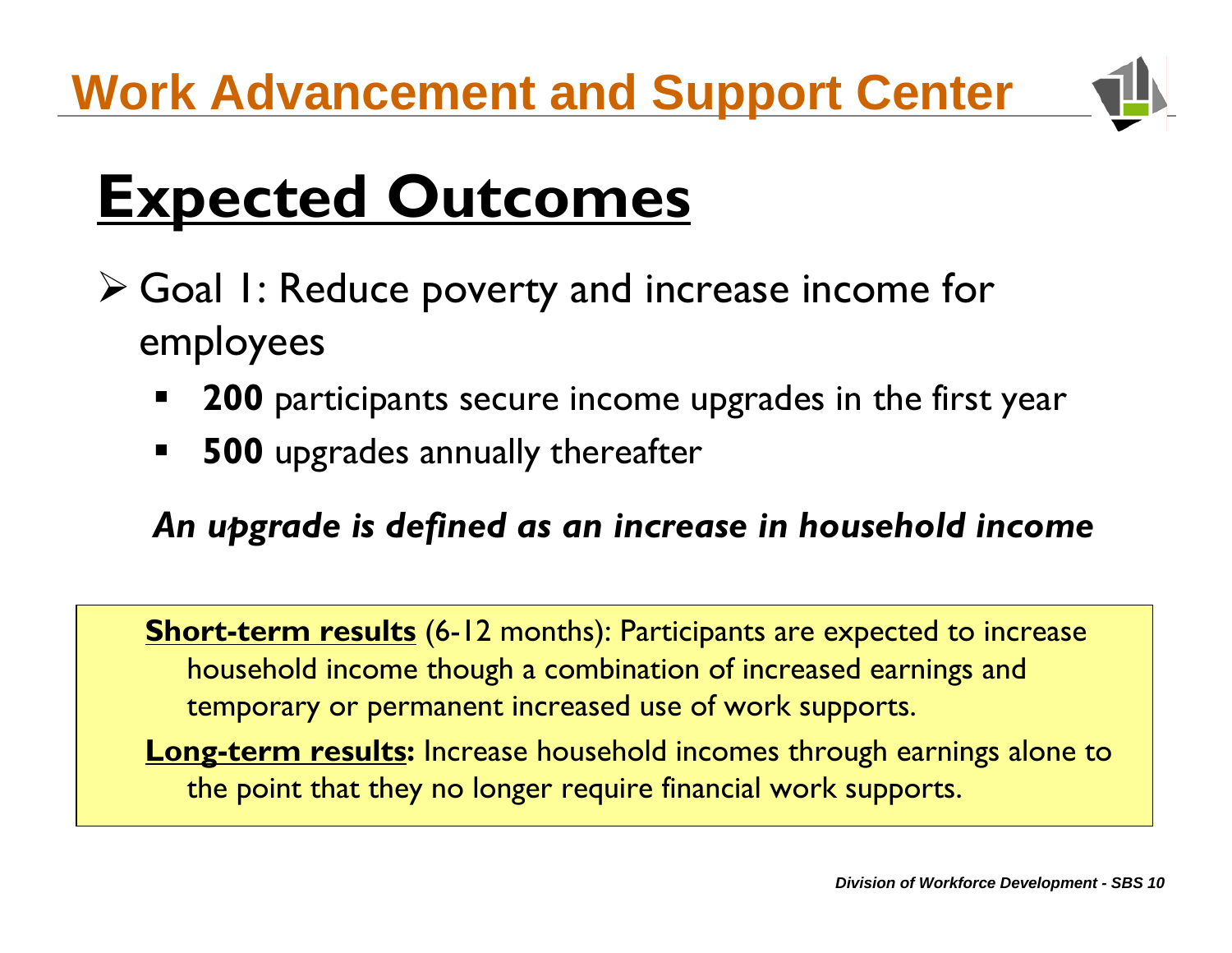# Work Advancement and Support Center

## Expected Outcomes

- Goal 1: Reduce poverty and increase income for employees
  - **200** participants secure income upgrades in the first year
  - **500** upgrades annually thereafter

***An upgrade is defined as an increase in household income***

**Short-term results** (6-12 months): Participants are expected to increase household income though a combination of increased earnings and temporary or permanent increased use of work supports.

**Long-term results:** Increase household incomes through earnings alone to the point that they no longer require financial work supports.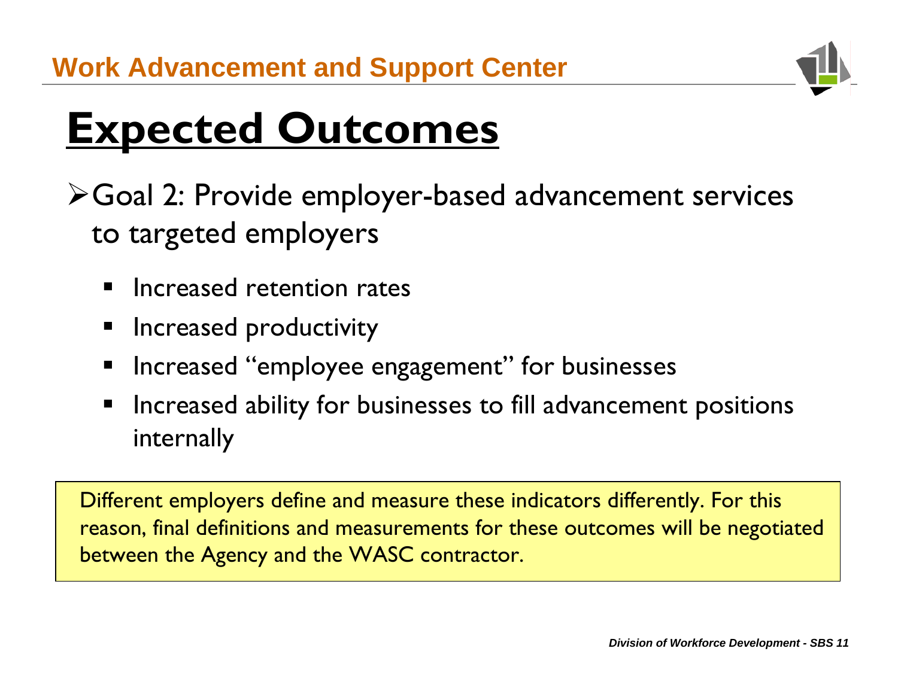# Expected Outcomes

- Goal 2: Provide employer-based advancement services to targeted employers
  - Increased retention rates
  - Increased productivity
  - Increased "employee engagement" for businesses
  - Increased ability for businesses to fill advancement positions internally

Different employers define and measure these indicators differently. For this reason, final definitions and measurements for these outcomes will be negotiated between the Agency and the WASC contractor.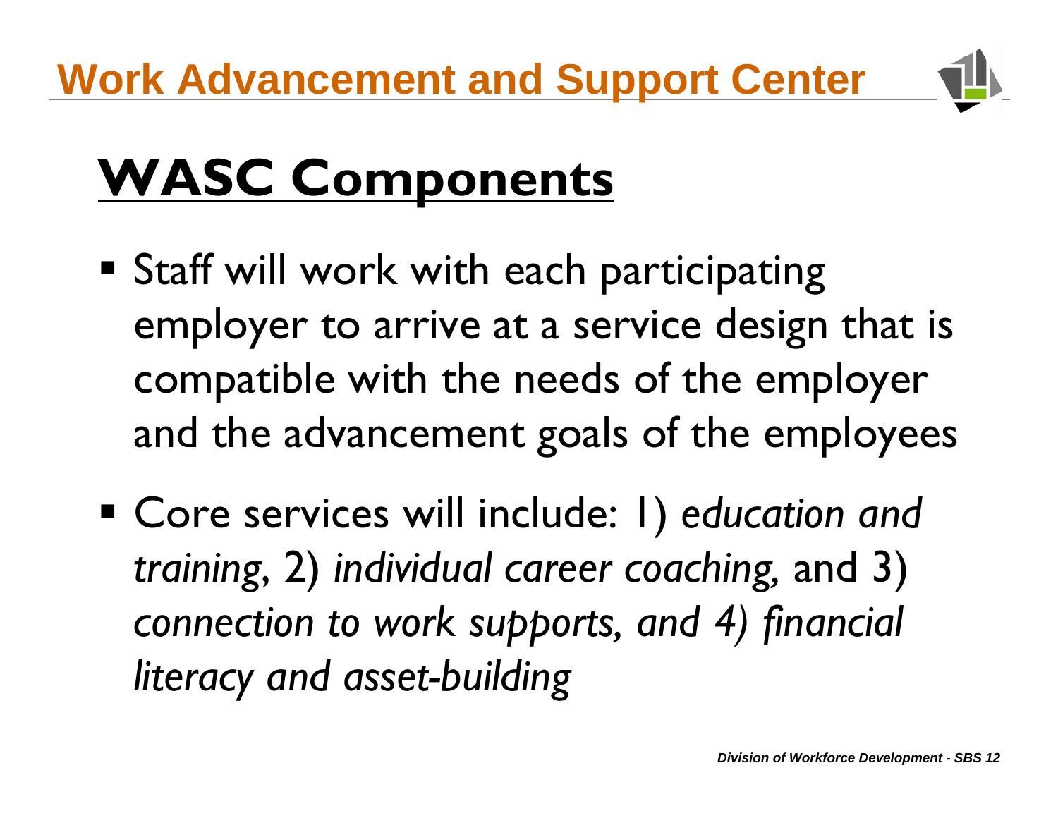# Work Advancement and Support Center

## WASC Components

- Staff will work with each participating employer to arrive at a service design that is compatible with the needs of the employer and the advancement goals of the employees
- Core services will include: 1) *education and training*, 2) *individual career coaching,* and 3) *connection to work supports, and 4) financial literacy and asset-building*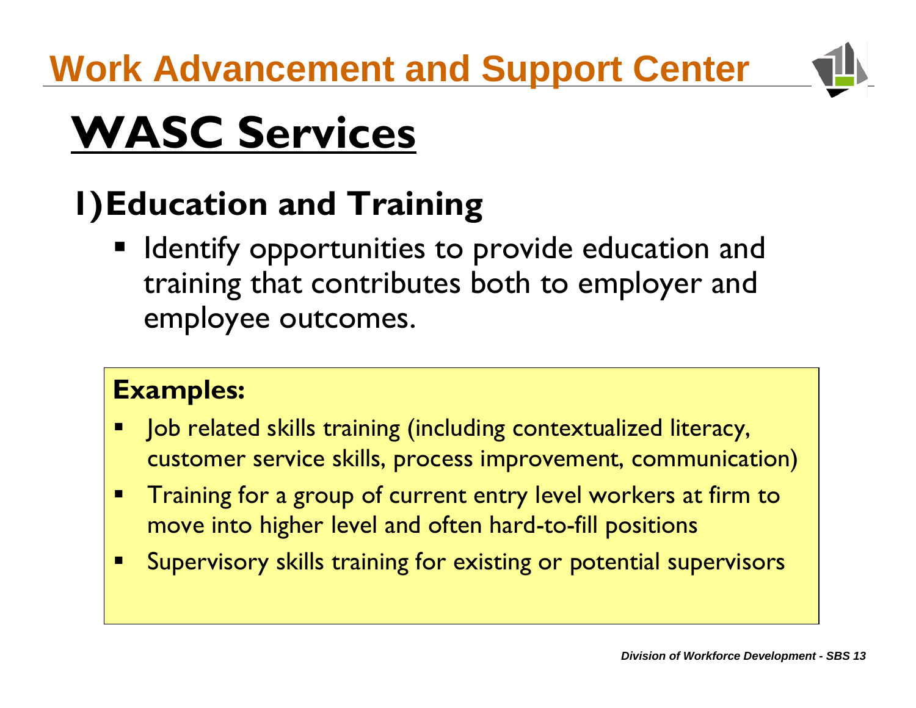# Work Advancement and Support Center

# WASC Services

## 1) Education and Training

- Identify opportunities to provide education and training that contributes both to employer and employee outcomes.

**Examples:**

- Job related skills training (including contextualized literacy, customer service skills, process improvement, communication)
- Training for a group of current entry level workers at firm to move into higher level and often hard-to-fill positions
- Supervisory skills training for existing or potential supervisors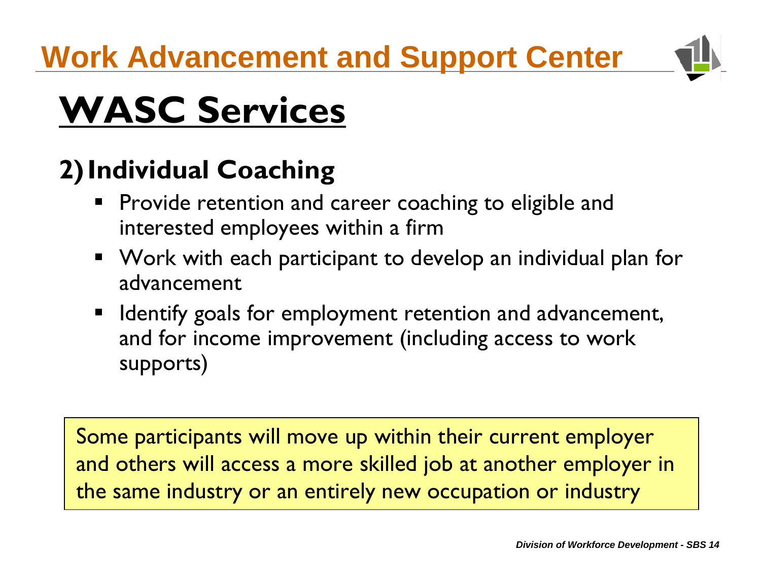# Work Advancement and Support Center

## WASC Services

### 2) Individual Coaching

- Provide retention and career coaching to eligible and interested employees within a firm
- Work with each participant to develop an individual plan for advancement
- Identify goals for employment retention and advancement, and for income improvement (including access to work supports)

Some participants will move up within their current employer and others will access a more skilled job at another employer in the same industry or an entirely new occupation or industry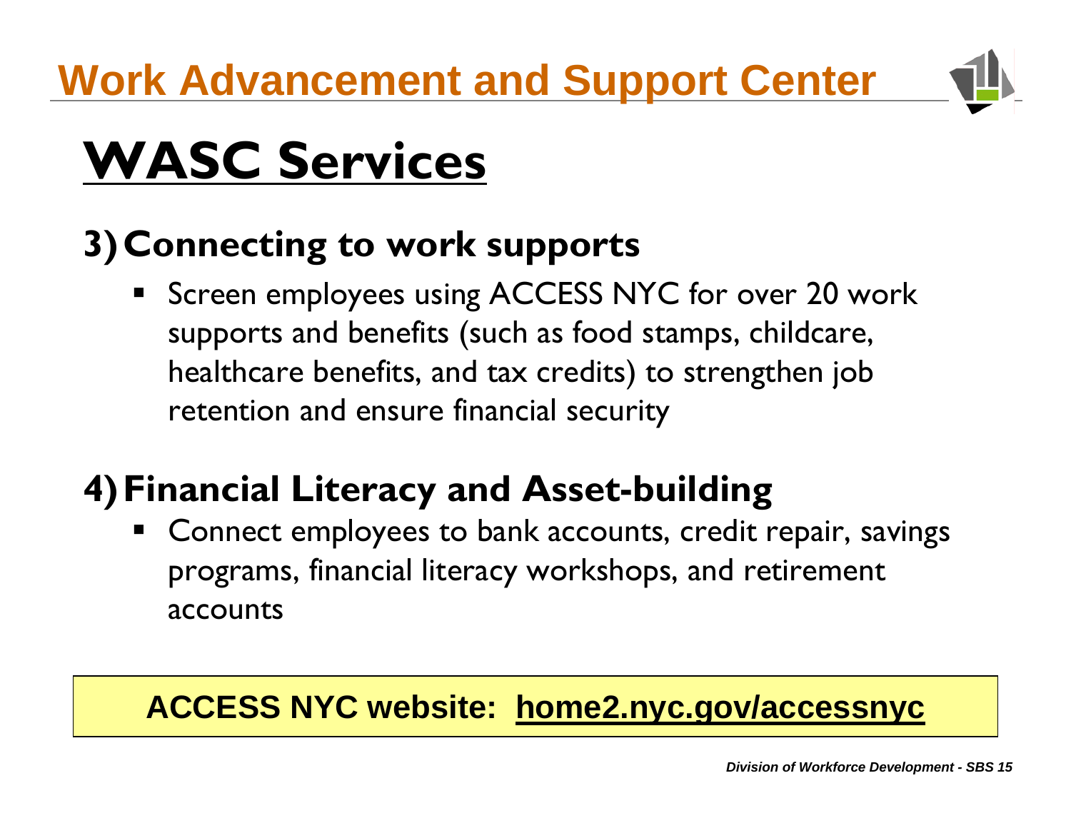# Work Advancement and Support Center

## WASC Services

### 3) Connecting to work supports

- Screen employees using ACCESS NYC for over 20 work supports and benefits (such as food stamps, childcare, healthcare benefits, and tax credits) to strengthen job retention and ensure financial security

### 4) Financial Literacy and Asset-building

- Connect employees to bank accounts, credit repair, savings programs, financial literacy workshops, and retirement accounts

**ACCESS NYC website: home2.nyc.gov/accessnyc**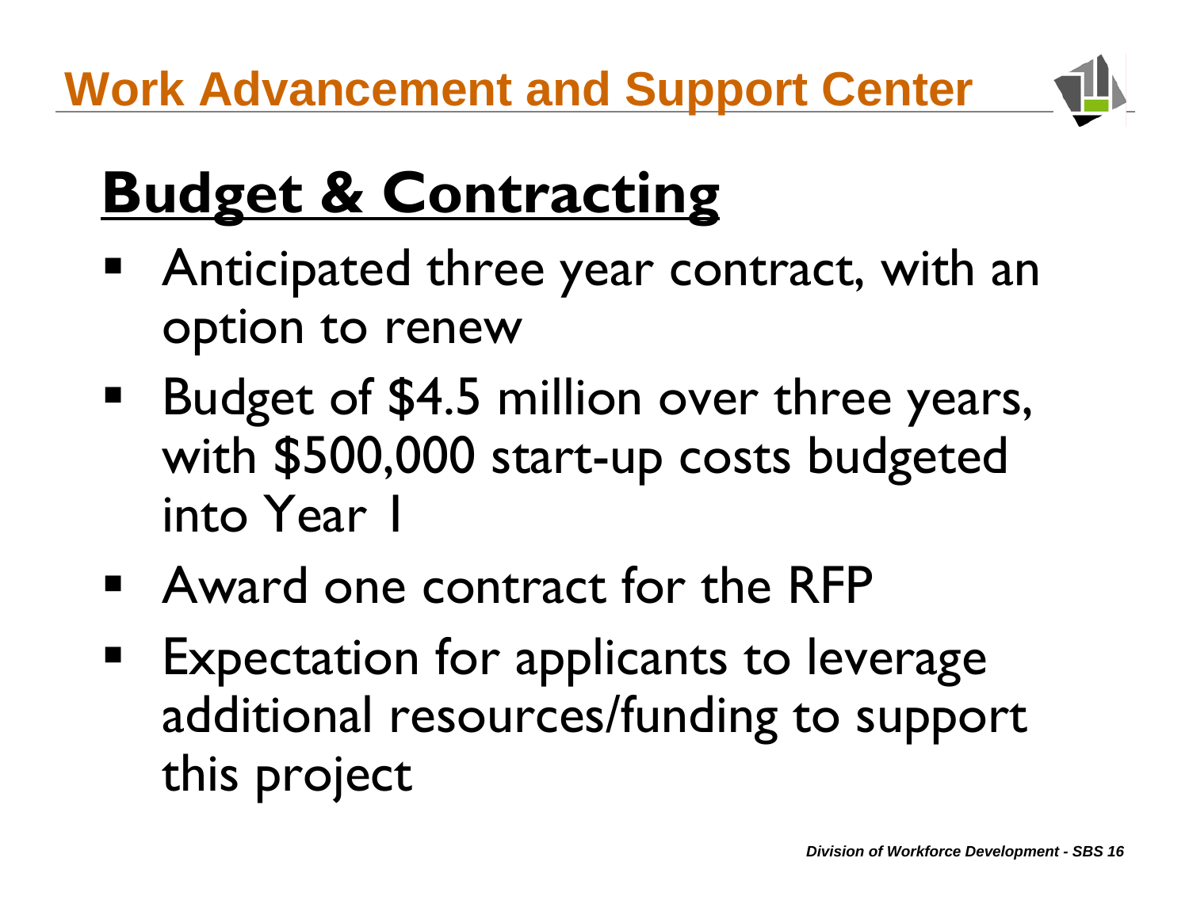# Work Advancement and Support Center

## Budget & Contracting

- Anticipated three year contract, with an option to renew
- Budget of $4.5 million over three years, with $500,000 start-up costs budgeted into Year 1
- Award one contract for the RFP
- Expectation for applicants to leverage additional resources/funding to support this project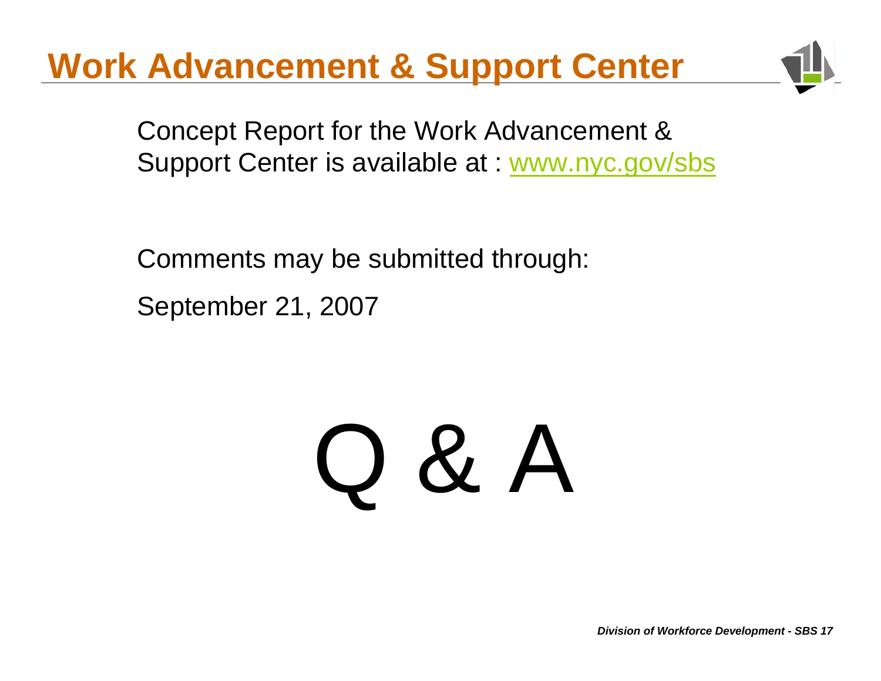# Work Advancement & Support Center

Concept Report for the Work Advancement & Support Center is available at : www.nyc.gov/sbs

Comments may be submitted through:

September 21, 2007

# Q & A